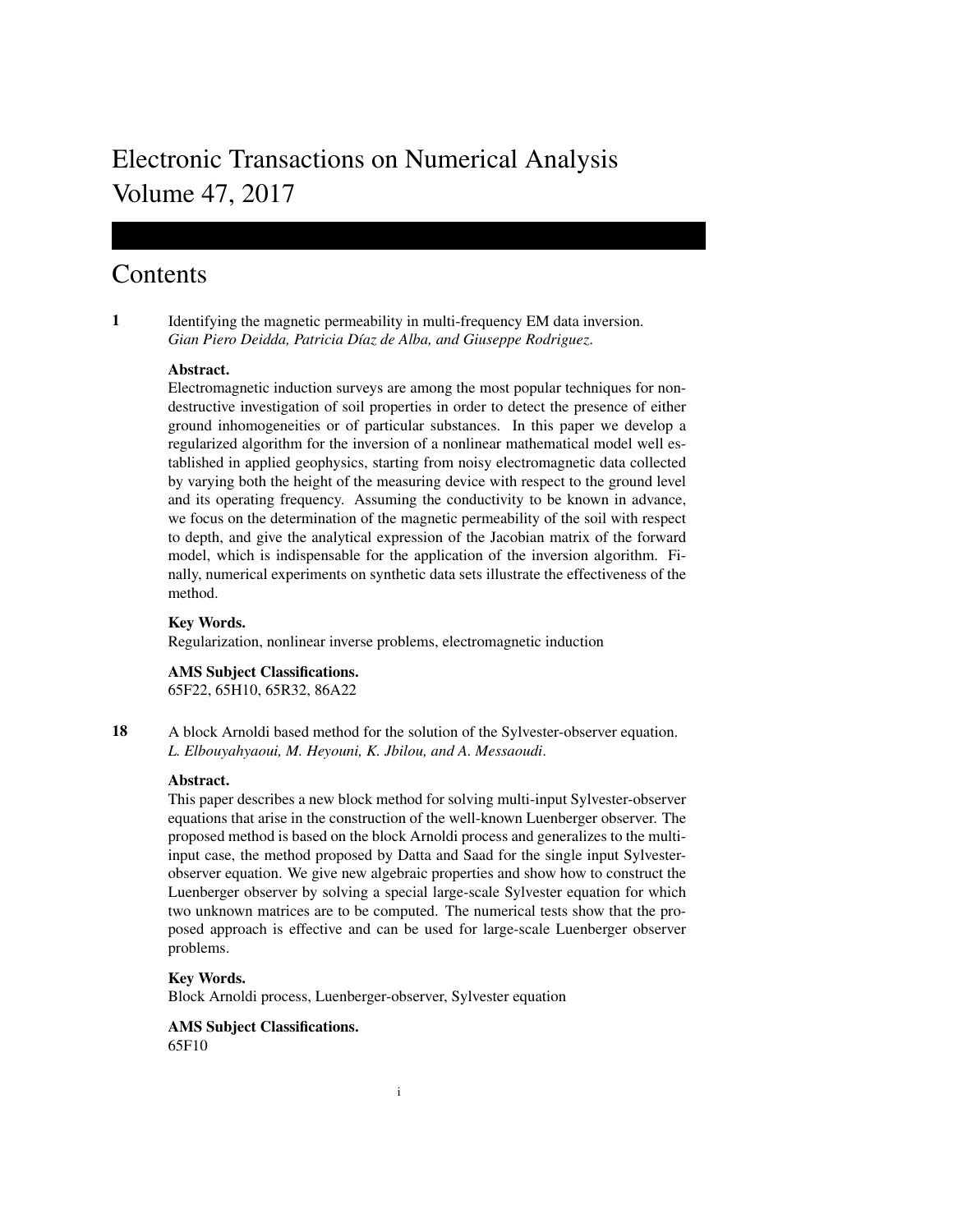# Electronic Transactions on Numerical Analysis
# Volume 47, 2017

## Contents

**1** Identifying the magnetic permeability in multi-frequency EM data inversion.
*Gian Piero Deidda, Patricia Díaz de Alba, and Giuseppe Rodriguez.*

**Abstract.**
Electromagnetic induction surveys are among the most popular techniques for non-destructive investigation of soil properties in order to detect the presence of either ground inhomogeneities or of particular substances. In this paper we develop a regularized algorithm for the inversion of a nonlinear mathematical model well established in applied geophysics, starting from noisy electromagnetic data collected by varying both the height of the measuring device with respect to the ground level and its operating frequency. Assuming the conductivity to be known in advance, we focus on the determination of the magnetic permeability of the soil with respect to depth, and give the analytical expression of the Jacobian matrix of the forward model, which is indispensable for the application of the inversion algorithm. Finally, numerical experiments on synthetic data sets illustrate the effectiveness of the method.

**Key Words.**
Regularization, nonlinear inverse problems, electromagnetic induction

**AMS Subject Classifications.**
65F22, 65H10, 65R32, 86A22

**18** A block Arnoldi based method for the solution of the Sylvester-observer equation.
*L. Elbouyahyaoui, M. Heyouni, K. Jbilou, and A. Messaoudi.*

**Abstract.**
This paper describes a new block method for solving multi-input Sylvester-observer equations that arise in the construction of the well-known Luenberger observer. The proposed method is based on the block Arnoldi process and generalizes to the multi-input case, the method proposed by Datta and Saad for the single input Sylvester-observer equation. We give new algebraic properties and show how to construct the Luenberger observer by solving a special large-scale Sylvester equation for which two unknown matrices are to be computed. The numerical tests show that the proposed approach is effective and can be used for large-scale Luenberger observer problems.

**Key Words.**
Block Arnoldi process, Luenberger-observer, Sylvester equation

**AMS Subject Classifications.**
65F10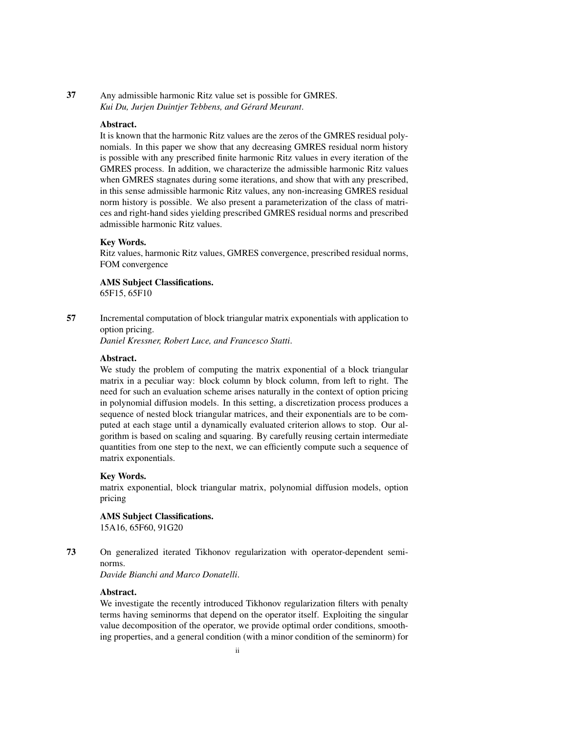**37** Any admissible harmonic Ritz value set is possible for GMRES.
*Kui Du, Jurjen Duintjer Tebbens, and Gérard Meurant.*

**Abstract.**
It is known that the harmonic Ritz values are the zeros of the GMRES residual polynomials. In this paper we show that any decreasing GMRES residual norm history is possible with any prescribed finite harmonic Ritz values in every iteration of the GMRES process. In addition, we characterize the admissible harmonic Ritz values when GMRES stagnates during some iterations, and show that with any prescribed, in this sense admissible harmonic Ritz values, any non-increasing GMRES residual norm history is possible. We also present a parameterization of the class of matrices and right-hand sides yielding prescribed GMRES residual norms and prescribed admissible harmonic Ritz values.

**Key Words.**
Ritz values, harmonic Ritz values, GMRES convergence, prescribed residual norms, FOM convergence

**AMS Subject Classifications.**
65F15, 65F10

**57** Incremental computation of block triangular matrix exponentials with application to option pricing.
*Daniel Kressner, Robert Luce, and Francesco Statti.*

**Abstract.**
We study the problem of computing the matrix exponential of a block triangular matrix in a peculiar way: block column by block column, from left to right. The need for such an evaluation scheme arises naturally in the context of option pricing in polynomial diffusion models. In this setting, a discretization process produces a sequence of nested block triangular matrices, and their exponentials are to be computed at each stage until a dynamically evaluated criterion allows to stop. Our algorithm is based on scaling and squaring. By carefully reusing certain intermediate quantities from one step to the next, we can efficiently compute such a sequence of matrix exponentials.

**Key Words.**
matrix exponential, block triangular matrix, polynomial diffusion models, option pricing

**AMS Subject Classifications.**
15A16, 65F60, 91G20

**73** On generalized iterated Tikhonov regularization with operator-dependent seminorms.
*Davide Bianchi and Marco Donatelli.*

**Abstract.**
We investigate the recently introduced Tikhonov regularization filters with penalty terms having seminorms that depend on the operator itself. Exploiting the singular value decomposition of the operator, we provide optimal order conditions, smoothing properties, and a general condition (with a minor condition of the seminorm) for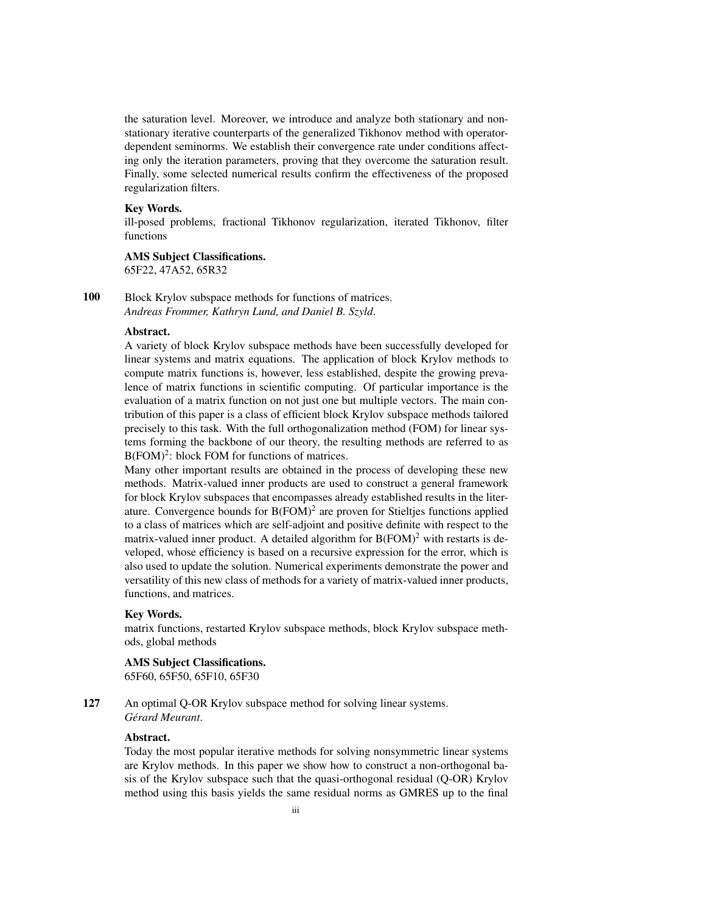the saturation level. Moreover, we introduce and analyze both stationary and nonstationary iterative counterparts of the generalized Tikhonov method with operator-dependent seminorms. We establish their convergence rate under conditions affecting only the iteration parameters, proving that they overcome the saturation result. Finally, some selected numerical results confirm the effectiveness of the proposed regularization filters.

**Key Words.**
ill-posed problems, fractional Tikhonov regularization, iterated Tikhonov, filter functions

**AMS Subject Classifications.**
65F22, 47A52, 65R32

**100** Block Krylov subspace methods for functions of matrices.
*Andreas Frommer, Kathryn Lund, and Daniel B. Szyld.*

**Abstract.**
A variety of block Krylov subspace methods have been successfully developed for linear systems and matrix equations. The application of block Krylov methods to compute matrix functions is, however, less established, despite the growing prevalence of matrix functions in scientific computing. Of particular importance is the evaluation of a matrix function on not just one but multiple vectors. The main contribution of this paper is a class of efficient block Krylov subspace methods tailored precisely to this task. With the full orthogonalization method (FOM) for linear systems forming the backbone of our theory, the resulting methods are referred to as $\mathrm{B(FOM)}^2$: block FOM for functions of matrices.

Many other important results are obtained in the process of developing these new methods. Matrix-valued inner products are used to construct a general framework for block Krylov subspaces that encompasses already established results in the literature. Convergence bounds for $\mathrm{B(FOM)}^2$ are proven for Stieltjes functions applied to a class of matrices which are self-adjoint and positive definite with respect to the matrix-valued inner product. A detailed algorithm for $\mathrm{B(FOM)}^2$ with restarts is developed, whose efficiency is based on a recursive expression for the error, which is also used to update the solution. Numerical experiments demonstrate the power and versatility of this new class of methods for a variety of matrix-valued inner products, functions, and matrices.

**Key Words.**
matrix functions, restarted Krylov subspace methods, block Krylov subspace methods, global methods

**AMS Subject Classifications.**
65F60, 65F50, 65F10, 65F30

**127** An optimal Q-OR Krylov subspace method for solving linear systems.
*Gérard Meurant.*

**Abstract.**
Today the most popular iterative methods for solving nonsymmetric linear systems are Krylov methods. In this paper we show how to construct a non-orthogonal basis of the Krylov subspace such that the quasi-orthogonal residual (Q-OR) Krylov method using this basis yields the same residual norms as GMRES up to the final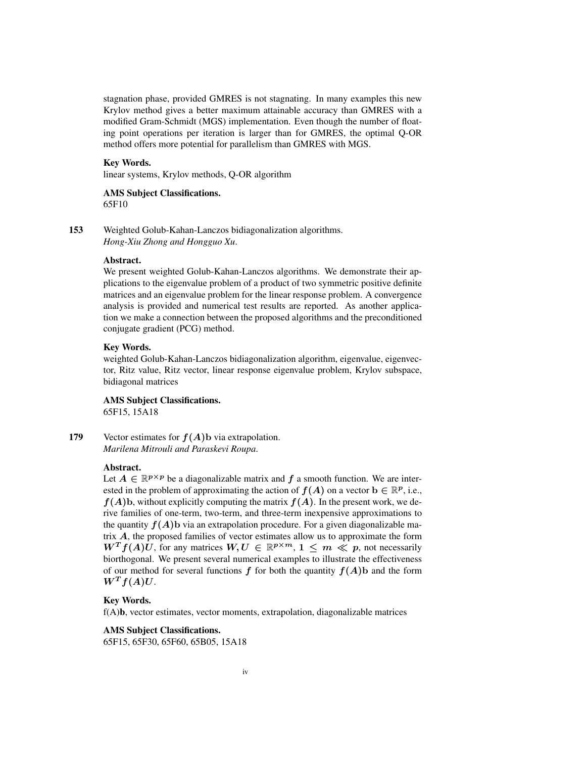stagnation phase, provided GMRES is not stagnating. In many examples this new Krylov method gives a better maximum attainable accuracy than GMRES with a modified Gram-Schmidt (MGS) implementation. Even though the number of floating point operations per iteration is larger than for GMRES, the optimal Q-OR method offers more potential for parallelism than GMRES with MGS.

**Key Words.**
linear systems, Krylov methods, Q-OR algorithm

**AMS Subject Classifications.**
65F10

**153** Weighted Golub-Kahan-Lanczos bidiagonalization algorithms.
*Hong-Xiu Zhong and Hongguo Xu.*

**Abstract.**
We present weighted Golub-Kahan-Lanczos algorithms. We demonstrate their applications to the eigenvalue problem of a product of two symmetric positive definite matrices and an eigenvalue problem for the linear response problem. A convergence analysis is provided and numerical test results are reported. As another application we make a connection between the proposed algorithms and the preconditioned conjugate gradient (PCG) method.

**Key Words.**
weighted Golub-Kahan-Lanczos bidiagonalization algorithm, eigenvalue, eigenvector, Ritz value, Ritz vector, linear response eigenvalue problem, Krylov subspace, bidiagonal matrices

**AMS Subject Classifications.**
65F15, 15A18

**179** Vector estimates for $f(A)\mathbf{b}$ via extrapolation.
*Marilena Mitrouli and Paraskevi Roupa.*

**Abstract.**
Let $A \in \mathbb{R}^{p\times p}$ be a diagonalizable matrix and $f$ a smooth function. We are interested in the problem of approximating the action of $f(A)$ on a vector $\mathbf{b} \in \mathbb{R}^p$, i.e., $f(A)\mathbf{b}$, without explicitly computing the matrix $f(A)$. In the present work, we derive families of one-term, two-term, and three-term inexpensive approximations to the quantity $f(A)\mathbf{b}$ via an extrapolation procedure. For a given diagonalizable matrix $A$, the proposed families of vector estimates allow us to approximate the form $W^T f(A)U$, for any matrices $W, U \in \mathbb{R}^{p\times m}$, $1 \leq m \ll p$, not necessarily biorthogonal. We present several numerical examples to illustrate the effectiveness of our method for several functions $f$ for both the quantity $f(A)\mathbf{b}$ and the form $W^T f(A)U$.

**Key Words.**
f(A)**b**, vector estimates, vector moments, extrapolation, diagonalizable matrices

**AMS Subject Classifications.**
65F15, 65F30, 65F60, 65B05, 15A18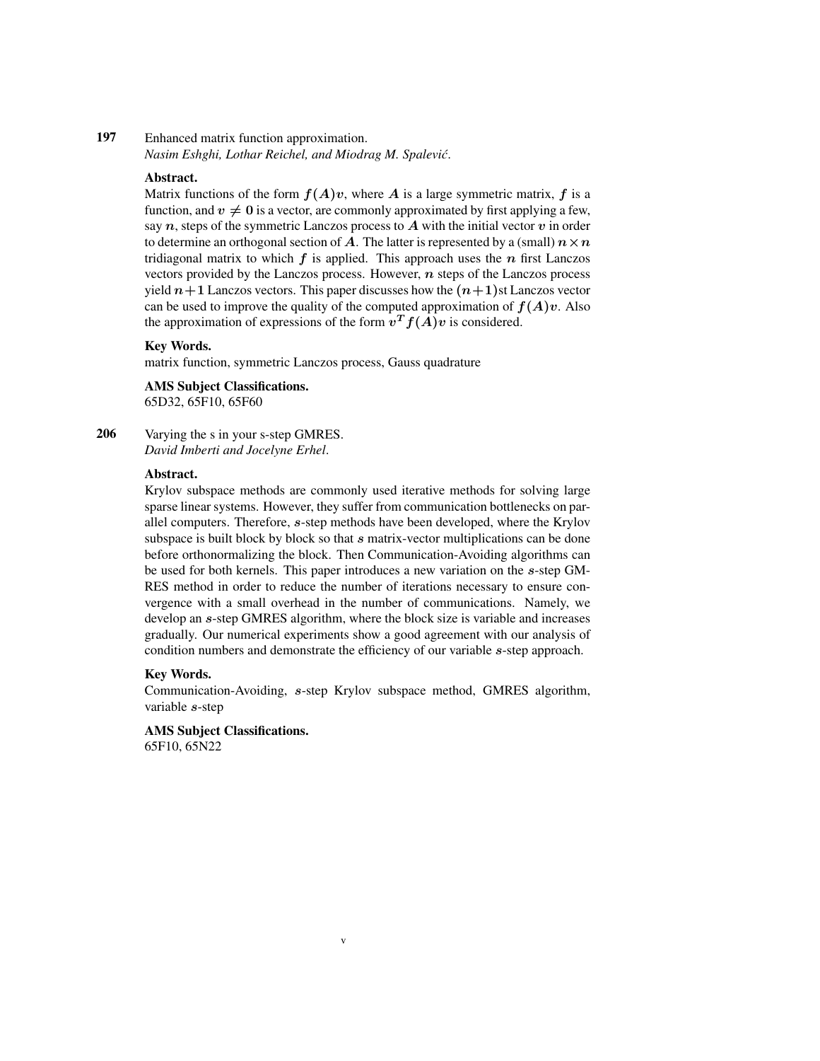**197** Enhanced matrix function approximation.
*Nasim Eshghi, Lothar Reichel, and Miodrag M. Spalević.*

**Abstract.**
Matrix functions of the form $f(A)v$, where $A$ is a large symmetric matrix, $f$ is a function, and $v \neq \mathbf{0}$ is a vector, are commonly approximated by first applying a few, say $n$, steps of the symmetric Lanczos process to $A$ with the initial vector $v$ in order to determine an orthogonal section of $A$. The latter is represented by a (small) $n \times n$ tridiagonal matrix to which $f$ is applied. This approach uses the $n$ first Lanczos vectors provided by the Lanczos process. However, $n$ steps of the Lanczos process yield $n+1$ Lanczos vectors. This paper discusses how the $(n+1)$st Lanczos vector can be used to improve the quality of the computed approximation of $f(A)v$. Also the approximation of expressions of the form $v^T f(A)v$ is considered.

**Key Words.**
matrix function, symmetric Lanczos process, Gauss quadrature

**AMS Subject Classifications.**
65D32, 65F10, 65F60

**206** Varying the s in your s-step GMRES.
*David Imberti and Jocelyne Erhel.*

**Abstract.**
Krylov subspace methods are commonly used iterative methods for solving large sparse linear systems. However, they suffer from communication bottlenecks on parallel computers. Therefore, $s$-step methods have been developed, where the Krylov subspace is built block by block so that $s$ matrix-vector multiplications can be done before orthonormalizing the block. Then Communication-Avoiding algorithms can be used for both kernels. This paper introduces a new variation on the $s$-step GMRES method in order to reduce the number of iterations necessary to ensure convergence with a small overhead in the number of communications. Namely, we develop an $s$-step GMRES algorithm, where the block size is variable and increases gradually. Our numerical experiments show a good agreement with our analysis of condition numbers and demonstrate the efficiency of our variable $s$-step approach.

**Key Words.**
Communication-Avoiding, $s$-step Krylov subspace method, GMRES algorithm, variable $s$-step

**AMS Subject Classifications.**
65F10, 65N22